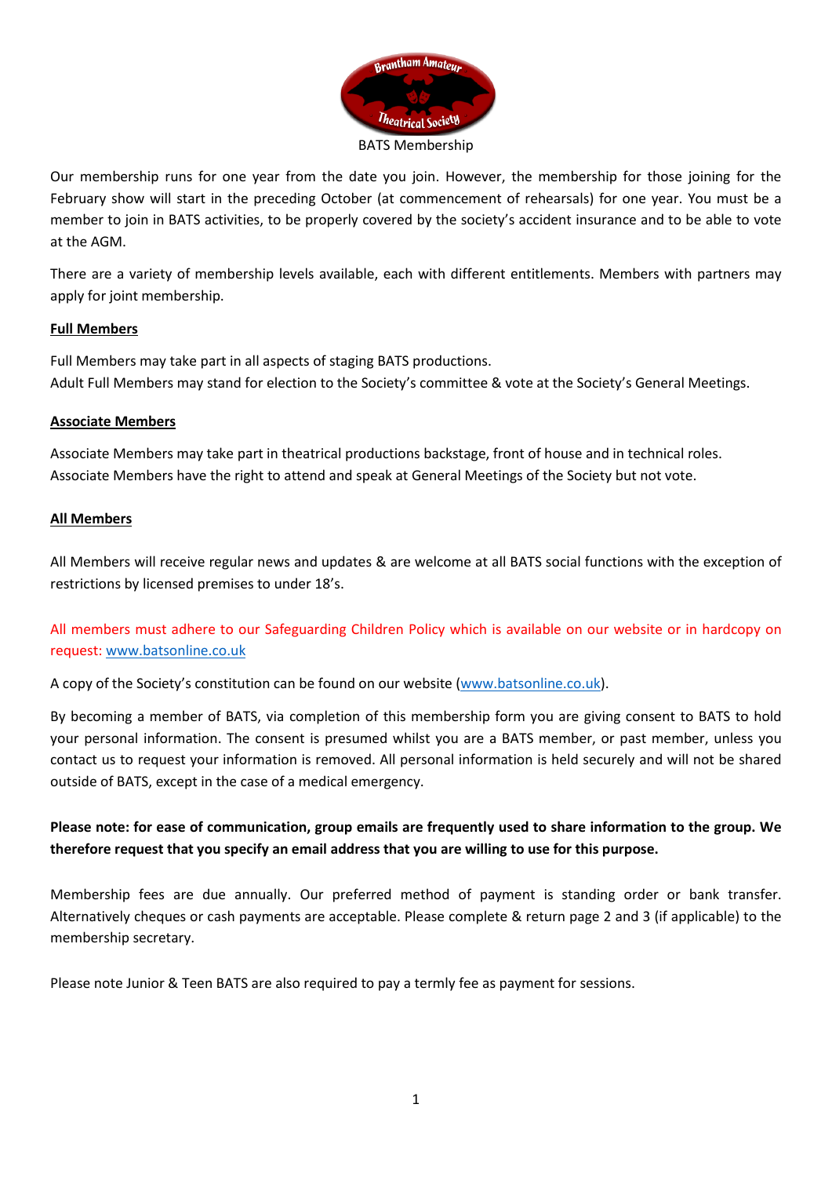# BATS Membership

Our membership runs for one year from the date you join. However, the membership for those joining for the February show will start in the preceding October (at commencement of rehearsals) for one year. You must be a member to join in BATS activities, to be properly covered by the society's accident insurance and to be able to vote at the AGM.

There are a variety of membership levels available, each with different entitlements. Members with partners may apply for joint membership.

## Full Members

Full Members may take part in all aspects of staging BATS productions.
Adult Full Members may stand for election to the Society's committee & vote at the Society's General Meetings.

## Associate Members

Associate Members may take part in theatrical productions backstage, front of house and in technical roles.
Associate Members have the right to attend and speak at General Meetings of the Society but not vote.

## All Members

All Members will receive regular news and updates & are welcome at all BATS social functions with the exception of restrictions by licensed premises to under 18's.

All members must adhere to our Safeguarding Children Policy which is available on our website or in hardcopy on request: www.batsonline.co.uk

A copy of the Society's constitution can be found on our website (www.batsonline.co.uk).

By becoming a member of BATS, via completion of this membership form you are giving consent to BATS to hold your personal information. The consent is presumed whilst you are a BATS member, or past member, unless you contact us to request your information is removed. All personal information is held securely and will not be shared outside of BATS, except in the case of a medical emergency.

**Please note: for ease of communication, group emails are frequently used to share information to the group. We therefore request that you specify an email address that you are willing to use for this purpose.**

Membership fees are due annually. Our preferred method of payment is standing order or bank transfer. Alternatively cheques or cash payments are acceptable. Please complete & return page 2 and 3 (if applicable) to the membership secretary.

Please note Junior & Teen BATS are also required to pay a termly fee as payment for sessions.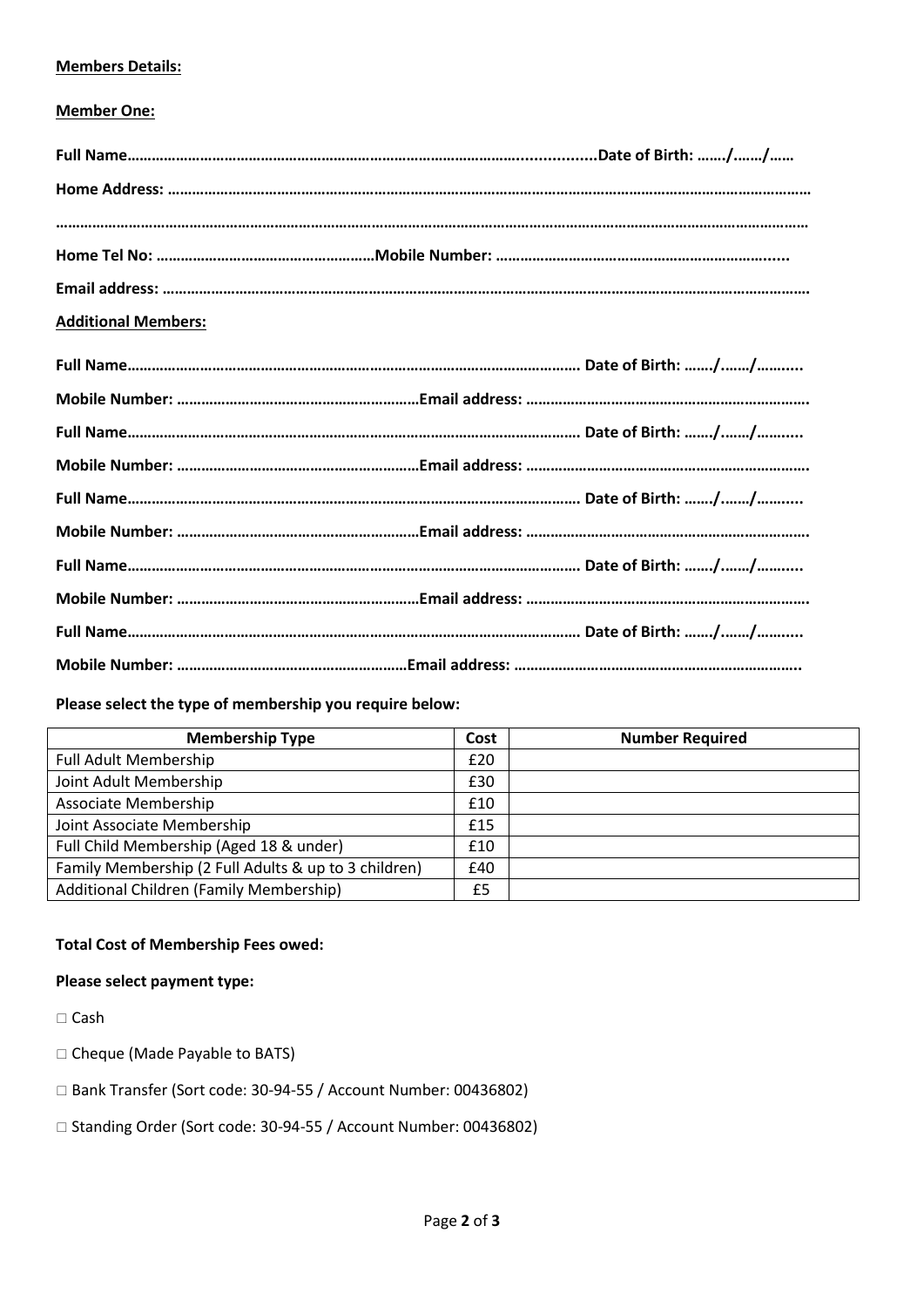**Members Details:**

**Member One:**

**Full Name……………………………………………………………………………………...............Date of Birth: ……./……./……**

**Home Address: ……………………………………………………………………………………………………………………………………………**

**………………………………………………………………………………………………………………………………………………………………**

**Home Tel No: ………………………………………………Mobile Number: ……………………………………………………….....**

**Email address: ……………………………………………………………………………………………………………………………………….**

**Additional Members:**

**Full Name………………………………………………………………………………………………… Date of Birth: ……./……./……....**

**Mobile Number: ……………………………………………………Email address: ………………………………………………………….**

**Full Name………………………………………………………………………………………………… Date of Birth: ……./……./……....**

**Mobile Number: ……………………………………………………Email address: ………………………………………………………….**

**Full Name………………………………………………………………………………………………… Date of Birth: ……./……./……....**

**Mobile Number: ……………………………………………………Email address: ………………………………………………………….**

**Full Name………………………………………………………………………………………………… Date of Birth: ……./……./……....**

**Mobile Number: ……………………………………………………Email address: ………………………………………………………….**

**Full Name………………………………………………………………………………………………… Date of Birth: ……./……./……....**

**Mobile Number: …………………………………………………Email address: …………………………………………………………..**

**Please select the type of membership you require below:**

| Membership Type | Cost | Number Required |
|---|---|---|
| Full Adult Membership | £20 | |
| Joint Adult Membership | £30 | |
| Associate Membership | £10 | |
| Joint Associate Membership | £15 | |
| Full Child Membership (Aged 18 & under) | £10 | |
| Family Membership (2 Full Adults & up to 3 children) | £40 | |
| Additional Children (Family Membership) | £5 | |

**Total Cost of Membership Fees owed:**

**Please select payment type:**

□ Cash

□ Cheque (Made Payable to BATS)

□ Bank Transfer (Sort code: 30-94-55 / Account Number: 00436802)

□ Standing Order (Sort code: 30-94-55 / Account Number: 00436802)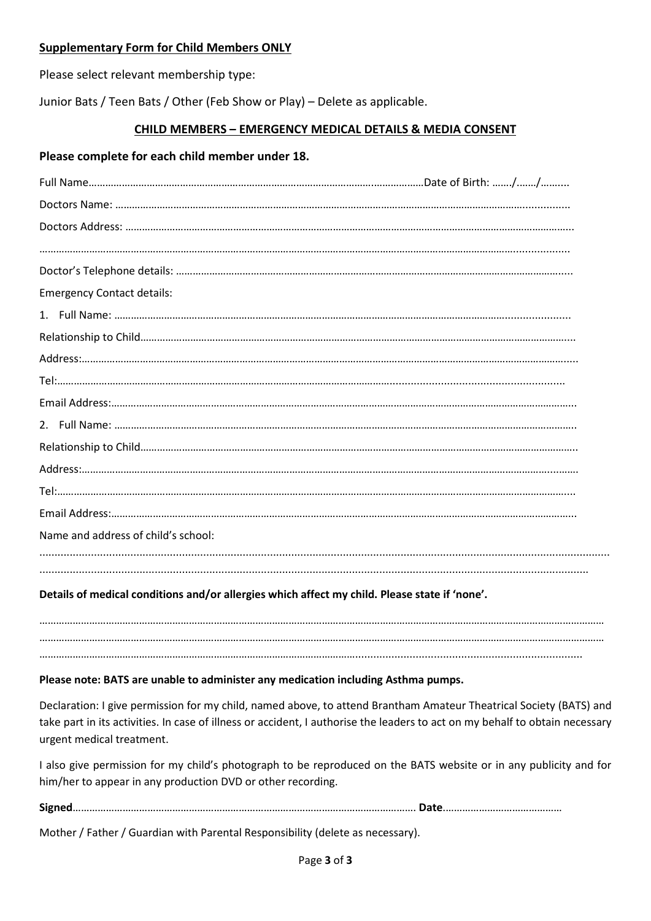**Supplementary Form for Child Members ONLY**

Please select relevant membership type:

Junior Bats / Teen Bats / Other (Feb Show or Play) – Delete as applicable.

**CHILD MEMBERS – EMERGENCY MEDICAL DETAILS & MEDIA CONSENT**

**Please complete for each child member under 18.**

Full Name…………………………………………………………………………………………………………Date of Birth: ……./……./……….

Doctors Name: ……………………………………………………………………………………………………………………………………

Doctors Address: …………………………………………………………………………………………………………………………………

……………………………………………………………………………………………………………………………………………………………

Doctor's Telephone details: ………………………………………………………………………………………………………………

Emergency Contact details:

1. Full Name: ………………………………………………………………………………………………………………………………………

Relationship to Child……………………………………………………………………………………………………………………………

Address:……………………………………………………………………………………………………………………………………………

Tel:…………………………………………………………………………………………………………………………………………………

Email Address:……………………………………………………………………………………………………………………………………

2. Full Name: ………………………………………………………………………………………………………………………………………

Relationship to Child……………………………………………………………………………………………………………………………

Address:……………………………………………………………………………………………………………………………………………

Tel:…………………………………………………………………………………………………………………………………………………

Email Address:……………………………………………………………………………………………………………………………………

Name and address of child's school:

……………………………………………………………………………………………………………………………………………………………

……………………………………………………………………………………………………………………………………………………………

**Details of medical conditions and/or allergies which affect my child. Please state if 'none'.**

……………………………………………………………………………………………………………………………………………………………

……………………………………………………………………………………………………………………………………………………………

……………………………………………………………………………………………………………………………………………………………

**Please note: BATS are unable to administer any medication including Asthma pumps.**

Declaration: I give permission for my child, named above, to attend Brantham Amateur Theatrical Society (BATS) and take part in its activities. In case of illness or accident, I authorise the leaders to act on my behalf to obtain necessary urgent medical treatment.

I also give permission for my child's photograph to be reproduced on the BATS website or in any publicity and for him/her to appear in any production DVD or other recording.

**Signed**………………………………………………………………………………………………………… **Date**……………………………………

Mother / Father / Guardian with Parental Responsibility (delete as necessary).